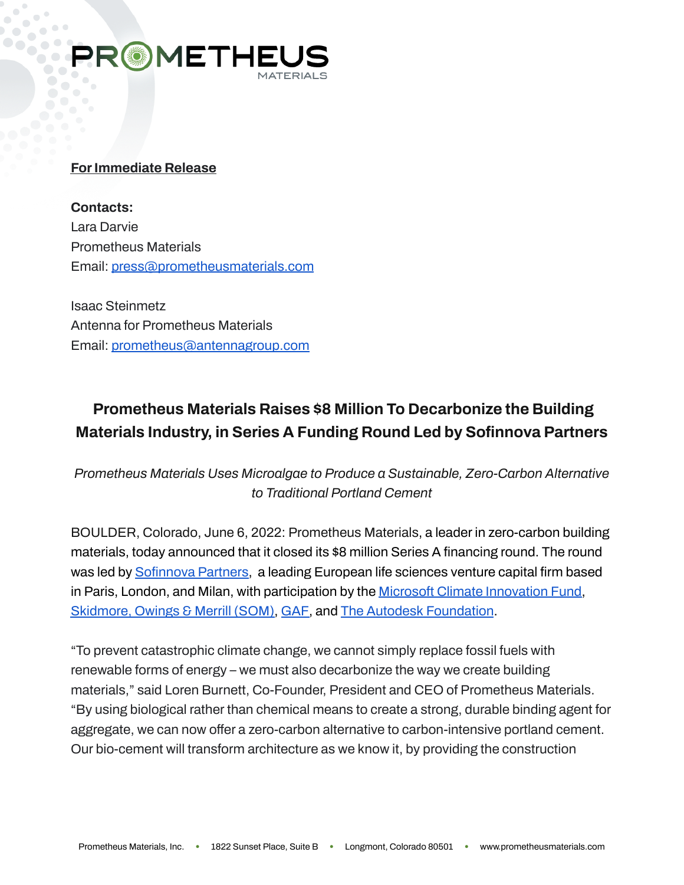**For Immediate Release**

**Contacts:**
Lara Darvie
Prometheus Materials
Email: press@prometheusmaterials.com

Isaac Steinmetz
Antenna for Prometheus Materials
Email: prometheus@antennagroup.com

## Prometheus Materials Raises $8 Million To Decarbonize the Building Materials Industry, in Series A Funding Round Led by Sofinnova Partners

*Prometheus Materials Uses Microalgae to Produce a Sustainable, Zero-Carbon Alternative to Traditional Portland Cement*

BOULDER, Colorado, June 6, 2022: Prometheus Materials, a leader in zero-carbon building materials, today announced that it closed its $8 million Series A financing round. The round was led by Sofinnova Partners, a leading European life sciences venture capital firm based in Paris, London, and Milan, with participation by the Microsoft Climate Innovation Fund, Skidmore, Owings & Merrill (SOM), GAF, and The Autodesk Foundation.

"To prevent catastrophic climate change, we cannot simply replace fossil fuels with renewable forms of energy – we must also decarbonize the way we create building materials," said Loren Burnett, Co-Founder, President and CEO of Prometheus Materials. "By using biological rather than chemical means to create a strong, durable binding agent for aggregate, we can now offer a zero-carbon alternative to carbon-intensive portland cement. Our bio-cement will transform architecture as we know it, by providing the construction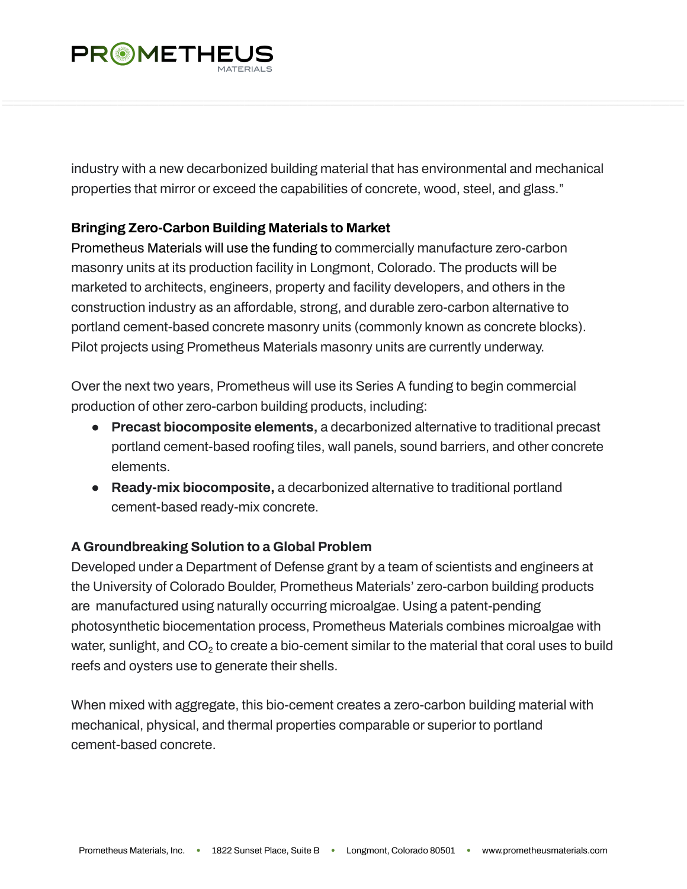industry with a new decarbonized building material that has environmental and mechanical properties that mirror or exceed the capabilities of concrete, wood, steel, and glass."

**Bringing Zero-Carbon Building Materials to Market**

Prometheus Materials will use the funding to commercially manufacture zero-carbon masonry units at its production facility in Longmont, Colorado. The products will be marketed to architects, engineers, property and facility developers, and others in the construction industry as an affordable, strong, and durable zero-carbon alternative to portland cement-based concrete masonry units (commonly known as concrete blocks). Pilot projects using Prometheus Materials masonry units are currently underway.

Over the next two years, Prometheus will use its Series A funding to begin commercial production of other zero-carbon building products, including:

- **Precast biocomposite elements,** a decarbonized alternative to traditional precast portland cement-based roofing tiles, wall panels, sound barriers, and other concrete elements.
- **Ready-mix biocomposite,** a decarbonized alternative to traditional portland cement-based ready-mix concrete.

**A Groundbreaking Solution to a Global Problem**

Developed under a Department of Defense grant by a team of scientists and engineers at the University of Colorado Boulder, Prometheus Materials' zero-carbon building products are manufactured using naturally occurring microalgae. Using a patent-pending photosynthetic biocementation process, Prometheus Materials combines microalgae with water, sunlight, and $CO_2$ to create a bio-cement similar to the material that coral uses to build reefs and oysters use to generate their shells.

When mixed with aggregate, this bio-cement creates a zero-carbon building material with mechanical, physical, and thermal properties comparable or superior to portland cement-based concrete.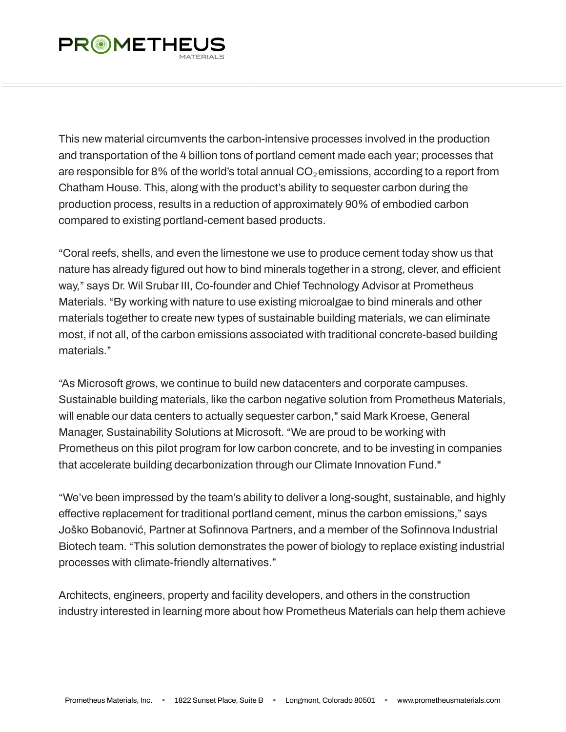This new material circumvents the carbon-intensive processes involved in the production and transportation of the 4 billion tons of portland cement made each year; processes that are responsible for 8% of the world's total annual $CO_2$ emissions, according to a report from Chatham House. This, along with the product's ability to sequester carbon during the production process, results in a reduction of approximately 90% of embodied carbon compared to existing portland-cement based products.

"Coral reefs, shells, and even the limestone we use to produce cement today show us that nature has already figured out how to bind minerals together in a strong, clever, and efficient way," says Dr. Wil Srubar III, Co-founder and Chief Technology Advisor at Prometheus Materials. "By working with nature to use existing microalgae to bind minerals and other materials together to create new types of sustainable building materials, we can eliminate most, if not all, of the carbon emissions associated with traditional concrete-based building materials."

"As Microsoft grows, we continue to build new datacenters and corporate campuses. Sustainable building materials, like the carbon negative solution from Prometheus Materials, will enable our data centers to actually sequester carbon," said Mark Kroese, General Manager, Sustainability Solutions at Microsoft. "We are proud to be working with Prometheus on this pilot program for low carbon concrete, and to be investing in companies that accelerate building decarbonization through our Climate Innovation Fund."

"We've been impressed by the team's ability to deliver a long-sought, sustainable, and highly effective replacement for traditional portland cement, minus the carbon emissions," says Joško Bobanović, Partner at Sofinnova Partners, and a member of the Sofinnova Industrial Biotech team. "This solution demonstrates the power of biology to replace existing industrial processes with climate-friendly alternatives."

Architects, engineers, property and facility developers, and others in the construction industry interested in learning more about how Prometheus Materials can help them achieve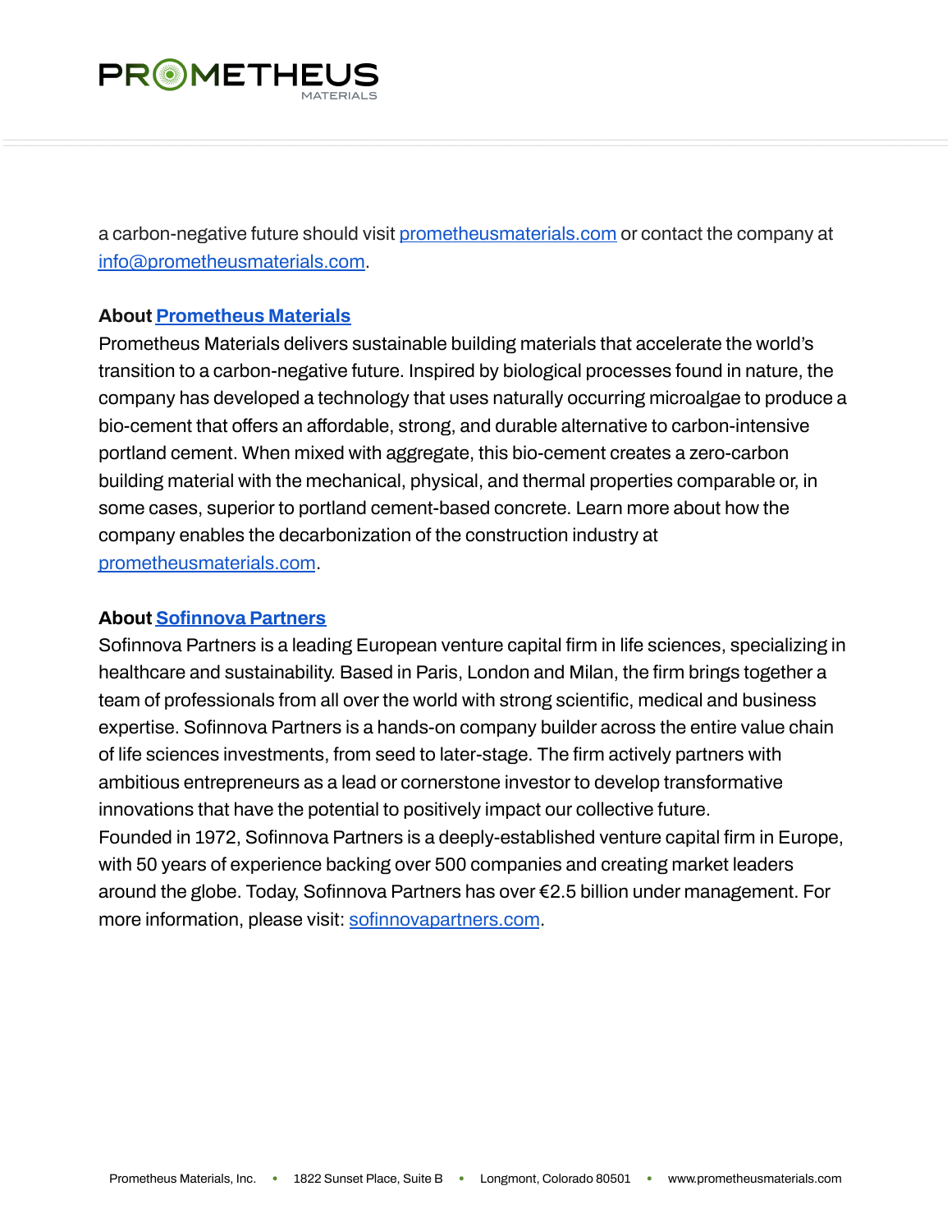a carbon-negative future should visit prometheusmaterials.com or contact the company at info@prometheusmaterials.com.

**About Prometheus Materials**

Prometheus Materials delivers sustainable building materials that accelerate the world's transition to a carbon-negative future. Inspired by biological processes found in nature, the company has developed a technology that uses naturally occurring microalgae to produce a bio-cement that offers an affordable, strong, and durable alternative to carbon-intensive portland cement. When mixed with aggregate, this bio-cement creates a zero-carbon building material with the mechanical, physical, and thermal properties comparable or, in some cases, superior to portland cement-based concrete. Learn more about how the company enables the decarbonization of the construction industry at prometheusmaterials.com.

**About Sofinnova Partners**

Sofinnova Partners is a leading European venture capital firm in life sciences, specializing in healthcare and sustainability. Based in Paris, London and Milan, the firm brings together a team of professionals from all over the world with strong scientific, medical and business expertise. Sofinnova Partners is a hands-on company builder across the entire value chain of life sciences investments, from seed to later-stage. The firm actively partners with ambitious entrepreneurs as a lead or cornerstone investor to develop transformative innovations that have the potential to positively impact our collective future.
Founded in 1972, Sofinnova Partners is a deeply-established venture capital firm in Europe, with 50 years of experience backing over 500 companies and creating market leaders around the globe. Today, Sofinnova Partners has over €2.5 billion under management. For more information, please visit: sofinnovapartners.com.